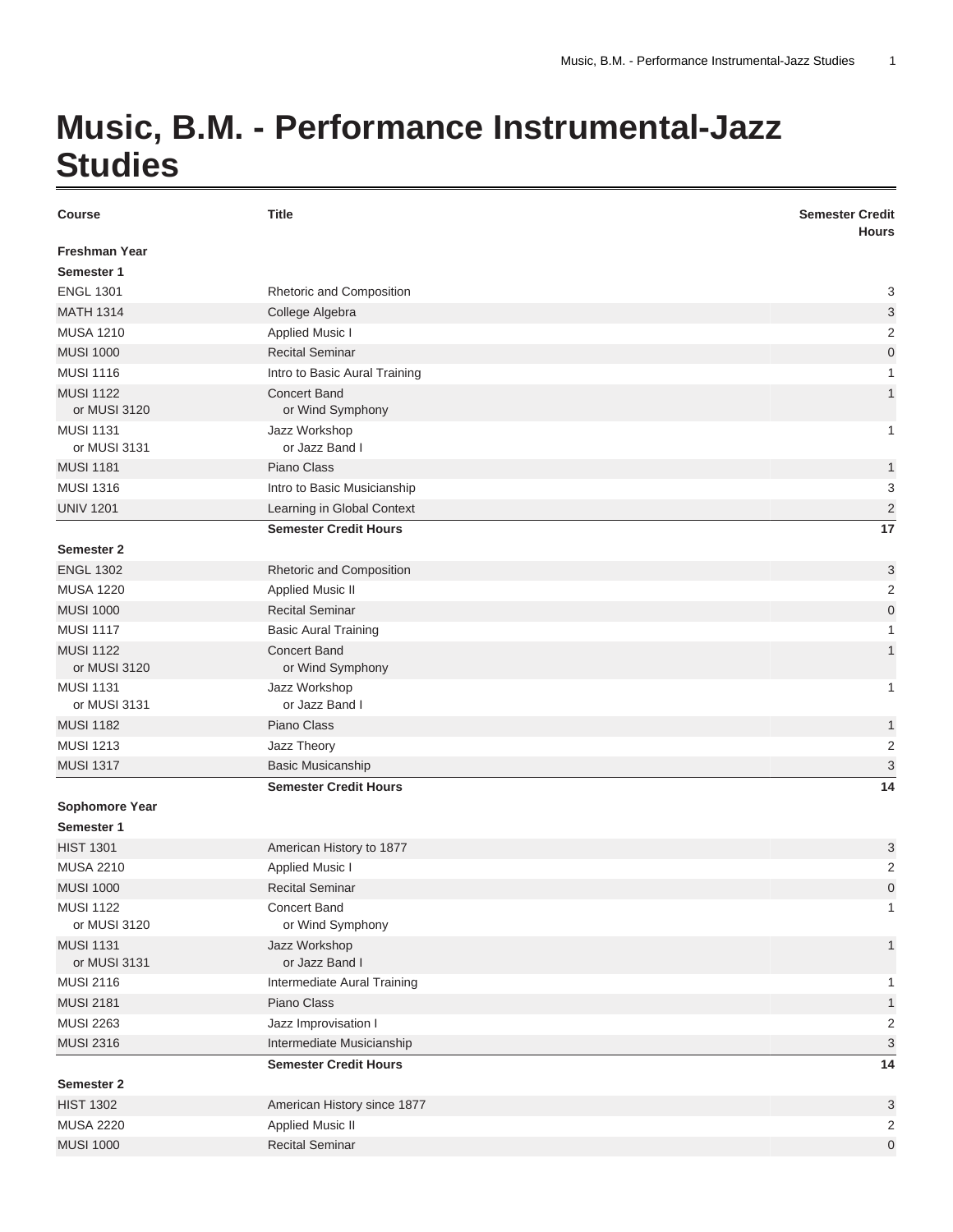# Music, B.M. - Performance Instrumental-Jazz Studies

| Course | Title | Semester Credit Hours |
|---|---|---|
| **Freshman Year** | | |
| **Semester 1** | | |
| ENGL 1301 | Rhetoric and Composition | 3 |
| MATH 1314 | College Algebra | 3 |
| MUSA 1210 | Applied Music I | 2 |
| MUSI 1000 | Recital Seminar | 0 |
| MUSI 1116 | Intro to Basic Aural Training | 1 |
| MUSI 1122 or MUSI 3120 | Concert Band or Wind Symphony | 1 |
| MUSI 1131 or MUSI 3131 | Jazz Workshop or Jazz Band I | 1 |
| MUSI 1181 | Piano Class | 1 |
| MUSI 1316 | Intro to Basic Musicianship | 3 |
| UNIV 1201 | Learning in Global Context | 2 |
| | **Semester Credit Hours** | **17** |
| **Semester 2** | | |
| ENGL 1302 | Rhetoric and Composition | 3 |
| MUSA 1220 | Applied Music II | 2 |
| MUSI 1000 | Recital Seminar | 0 |
| MUSI 1117 | Basic Aural Training | 1 |
| MUSI 1122 or MUSI 3120 | Concert Band or Wind Symphony | 1 |
| MUSI 1131 or MUSI 3131 | Jazz Workshop or Jazz Band I | 1 |
| MUSI 1182 | Piano Class | 1 |
| MUSI 1213 | Jazz Theory | 2 |
| MUSI 1317 | Basic Musicanship | 3 |
| | **Semester Credit Hours** | **14** |
| **Sophomore Year** | | |
| **Semester 1** | | |
| HIST 1301 | American History to 1877 | 3 |
| MUSA 2210 | Applied Music I | 2 |
| MUSI 1000 | Recital Seminar | 0 |
| MUSI 1122 or MUSI 3120 | Concert Band or Wind Symphony | 1 |
| MUSI 1131 or MUSI 3131 | Jazz Workshop or Jazz Band I | 1 |
| MUSI 2116 | Intermediate Aural Training | 1 |
| MUSI 2181 | Piano Class | 1 |
| MUSI 2263 | Jazz Improvisation I | 2 |
| MUSI 2316 | Intermediate Musicianship | 3 |
| | **Semester Credit Hours** | **14** |
| **Semester 2** | | |
| HIST 1302 | American History since 1877 | 3 |
| MUSA 2220 | Applied Music II | 2 |
| MUSI 1000 | Recital Seminar | 0 |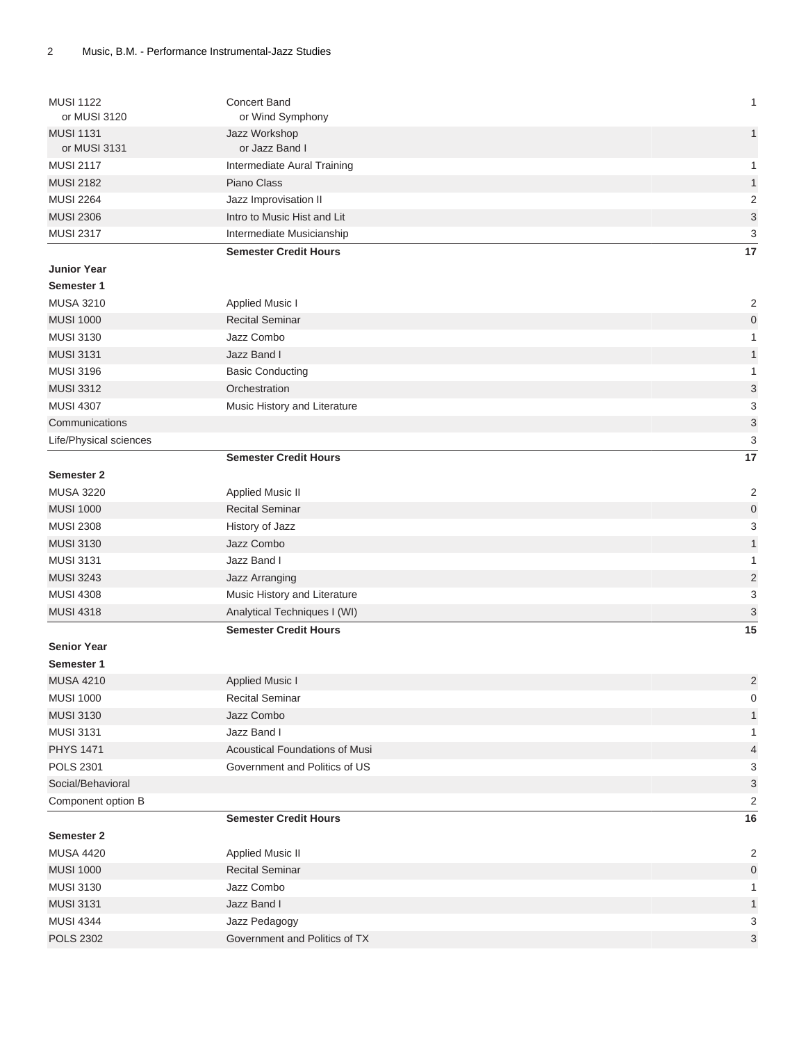| | | |
|---|---|---|
| MUSI 1122<br>or MUSI 3120 | Concert Band<br>or Wind Symphony | 1 |
| MUSI 1131<br>or MUSI 3131 | Jazz Workshop<br>or Jazz Band I | 1 |
| MUSI 2117 | Intermediate Aural Training | 1 |
| MUSI 2182 | Piano Class | 1 |
| MUSI 2264 | Jazz Improvisation II | 2 |
| MUSI 2306 | Intro to Music Hist and Lit | 3 |
| MUSI 2317 | Intermediate Musicianship | 3 |
| | **Semester Credit Hours** | **17** |
| **Junior Year** | | |
| **Semester 1** | | |
| MUSA 3210 | Applied Music I | 2 |
| MUSI 1000 | Recital Seminar | 0 |
| MUSI 3130 | Jazz Combo | 1 |
| MUSI 3131 | Jazz Band I | 1 |
| MUSI 3196 | Basic Conducting | 1 |
| MUSI 3312 | Orchestration | 3 |
| MUSI 4307 | Music History and Literature | 3 |
| Communications | | 3 |
| Life/Physical sciences | | 3 |
| | **Semester Credit Hours** | **17** |
| **Semester 2** | | |
| MUSA 3220 | Applied Music II | 2 |
| MUSI 1000 | Recital Seminar | 0 |
| MUSI 2308 | History of Jazz | 3 |
| MUSI 3130 | Jazz Combo | 1 |
| MUSI 3131 | Jazz Band I | 1 |
| MUSI 3243 | Jazz Arranging | 2 |
| MUSI 4308 | Music History and Literature | 3 |
| MUSI 4318 | Analytical Techniques I (WI) | 3 |
| | **Semester Credit Hours** | **15** |
| **Senior Year** | | |
| **Semester 1** | | |
| MUSA 4210 | Applied Music I | 2 |
| MUSI 1000 | Recital Seminar | 0 |
| MUSI 3130 | Jazz Combo | 1 |
| MUSI 3131 | Jazz Band I | 1 |
| PHYS 1471 | Acoustical Foundations of Musi | 4 |
| POLS 2301 | Government and Politics of US | 3 |
| Social/Behavioral | | 3 |
| Component option B | | 2 |
| | **Semester Credit Hours** | **16** |
| **Semester 2** | | |
| MUSA 4420 | Applied Music II | 2 |
| MUSI 1000 | Recital Seminar | 0 |
| MUSI 3130 | Jazz Combo | 1 |
| MUSI 3131 | Jazz Band I | 1 |
| MUSI 4344 | Jazz Pedagogy | 3 |
| POLS 2302 | Government and Politics of TX | 3 |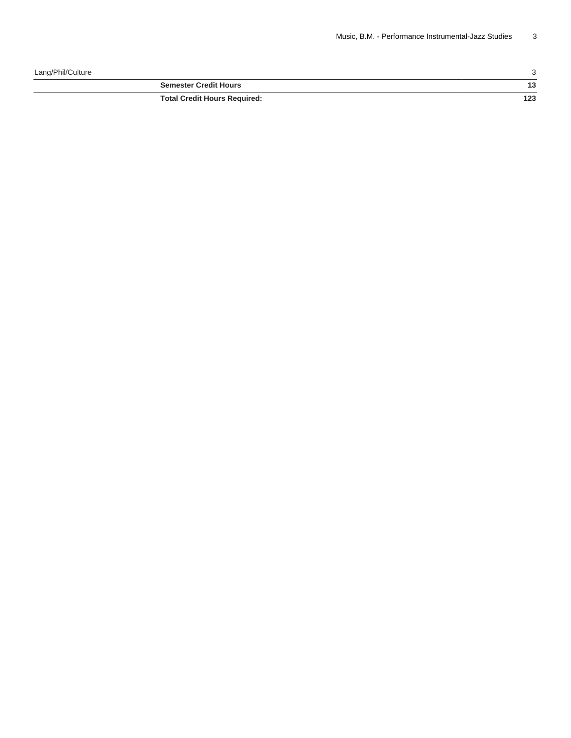| | | |
|---|---|---|
| Lang/Phil/Culture | | 3 |
| | **Semester Credit Hours** | **13** |
| | **Total Credit Hours Required:** | **123** |